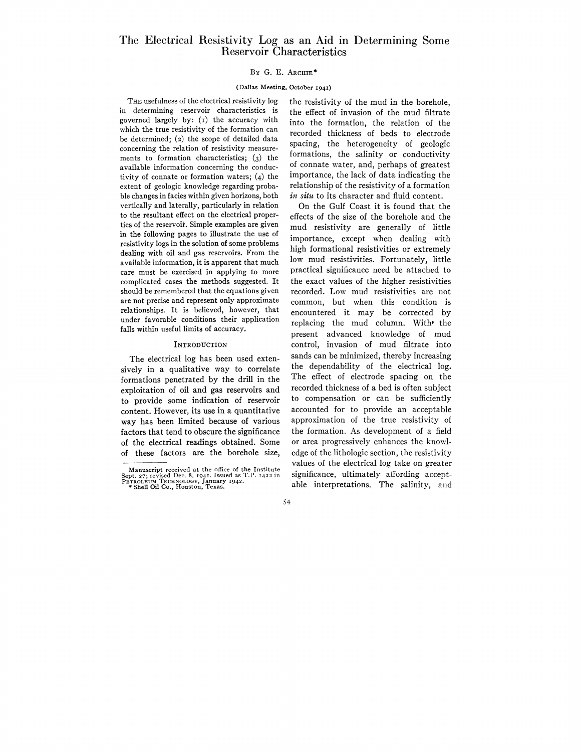# The Electrical Resistivity Log as an Aid in Determining Some Reservoir Characteristics

By G. E. Archie*

(Dallas Meeting, October 1941)

The usefulness of the electrical resistivity log in determining reservoir characteristics is governed largely by: (1) the accuracy with which the true resistivity of the formation can be determined; (2) the scope of detailed data concerning the relation of resistivity measurements to formation characteristics; (3) the available information concerning the conductivity of connate or formation waters; (4) the extent of geologic knowledge regarding probable changes in facies within given horizons, both vertically and laterally, particularly in relation to the resultant effect on the electrical properties of the reservoir. Simple examples are given in the following pages to illustrate the use of resistivity logs in the solution of some problems dealing with oil and gas reservoirs. From the available information, it is apparent that much care must be exercised in applying to more complicated cases the methods suggested. It should be remembered that the equations given are not precise and represent only approximate relationships. It is believed, however, that under favorable conditions their application falls within useful limits of accuracy.

## Introduction

The electrical log has been used extensively in a qualitative way to correlate formations penetrated by the drill in the exploitation of oil and gas reservoirs and to provide some indication of reservoir content. However, its use in a quantitative way has been limited because of various factors that tend to obscure the significance of the electrical readings obtained. Some of these factors are the borehole size, the resistivity of the mud in the borehole, the effect of invasion of the mud filtrate into the formation, the relation of the recorded thickness of beds to electrode spacing, the heterogeneity of geologic formations, the salinity or conductivity of connate water, and, perhaps of greatest importance, the lack of data indicating the relationship of the resistivity of a formation *in situ* to its character and fluid content.

On the Gulf Coast it is found that the effects of the size of the borehole and the mud resistivity are generally of little importance, except when dealing with high formational resistivities or extremely low mud resistivities. Fortunately, little practical significance need be attached to the exact values of the higher resistivities recorded. Low mud resistivities are not common, but when this condition is encountered it may be corrected by replacing the mud column. With the present advanced knowledge of mud control, invasion of mud filtrate into sands can be minimized, thereby increasing the dependability of the electrical log. The effect of electrode spacing on the recorded thickness of a bed is often subject to compensation or can be sufficiently accounted for to provide an acceptable approximation of the true resistivity of the formation. As development of a field or area progressively enhances the knowledge of the lithologic section, the resistivity values of the electrical log take on greater significance, ultimately affording acceptable interpretations. The salinity, and

Manuscript received at the office of the Institute Sept. 27; revised Dec. 8, 1941. Issued as T.P. 1422 in Petroleum Technology, January 1942.

\* Shell Oil Co., Houston, Texas.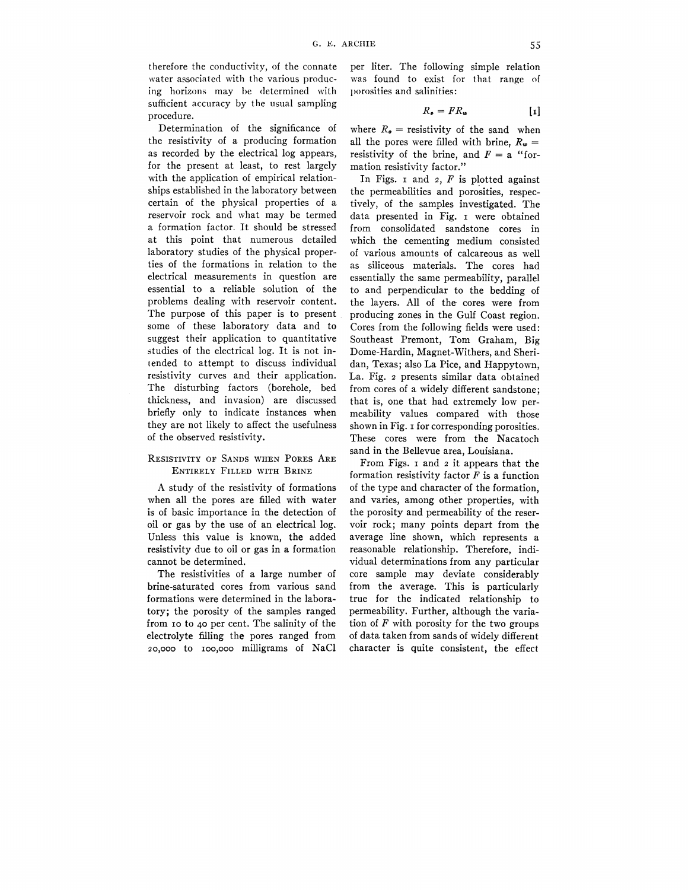therefore the conductivity, of the connate water associated with the various producing horizons may be determined with sufficient accuracy by the usual sampling procedure.

Determination of the significance of the resistivity of a producing formation as recorded by the electrical log appears, for the present at least, to rest largely with the application of empirical relationships established in the laboratory between certain of the physical properties of a reservoir rock and what may be termed a formation factor. It should be stressed at this point that numerous detailed laboratory studies of the physical properties of the formations in relation to the electrical measurements in question are essential to a reliable solution of the problems dealing with reservoir content. The purpose of this paper is to present some of these laboratory data and to suggest their application to quantitative studies of the electrical log. It is not intended to attempt to discuss individual resistivity curves and their application. The disturbing factors (borehole, bed thickness, and invasion) are discussed briefly only to indicate instances when they are not likely to affect the usefulness of the observed resistivity.

## Resistivity of Sands when Pores Are Entirely Filled with Brine

A study of the resistivity of formations when all the pores are filled with water is of basic importance in the detection of oil or gas by the use of an electrical log. Unless this value is known, the added resistivity due to oil or gas in a formation cannot be determined.

The resistivities of a large number of brine-saturated cores from various sand formations were determined in the laboratory; the porosity of the samples ranged from 10 to 40 per cent. The salinity of the electrolyte filling the pores ranged from 20,000 to 100,000 milligrams of NaCl per liter. The following simple relation was found to exist for that range of porosities and salinities:

$$R_o = FR_w \qquad [1]$$

where $R_o$ = resistivity of the sand when all the pores were filled with brine, $R_w$ = resistivity of the brine, and $F$ = a "formation resistivity factor."

In Figs. 1 and 2, $F$ is plotted against the permeabilities and porosities, respectively, of the samples investigated. The data presented in Fig. 1 were obtained from consolidated sandstone cores in which the cementing medium consisted of various amounts of calcareous as well as siliceous materials. The cores had essentially the same permeability, parallel to and perpendicular to the bedding of the layers. All of the cores were from producing zones in the Gulf Coast region. Cores from the following fields were used: Southeast Premont, Tom Graham, Big Dome-Hardin, Magnet-Withers, and Sheridan, Texas; also La Pice, and Happytown, La. Fig. 2 presents similar data obtained from cores of a widely different sandstone; that is, one that had extremely low permeability values compared with those shown in Fig. 1 for corresponding porosities. These cores were from the Nacatoch sand in the Bellevue area, Louisiana.

From Figs. 1 and 2 it appears that the formation resistivity factor $F$ is a function of the type and character of the formation, and varies, among other properties, with the porosity and permeability of the reservoir rock; many points depart from the average line shown, which represents a reasonable relationship. Therefore, individual determinations from any particular core sample may deviate considerably from the average. This is particularly true for the indicated relationship to permeability. Further, although the variation of $F$ with porosity for the two groups of data taken from sands of widely different character is quite consistent, the effect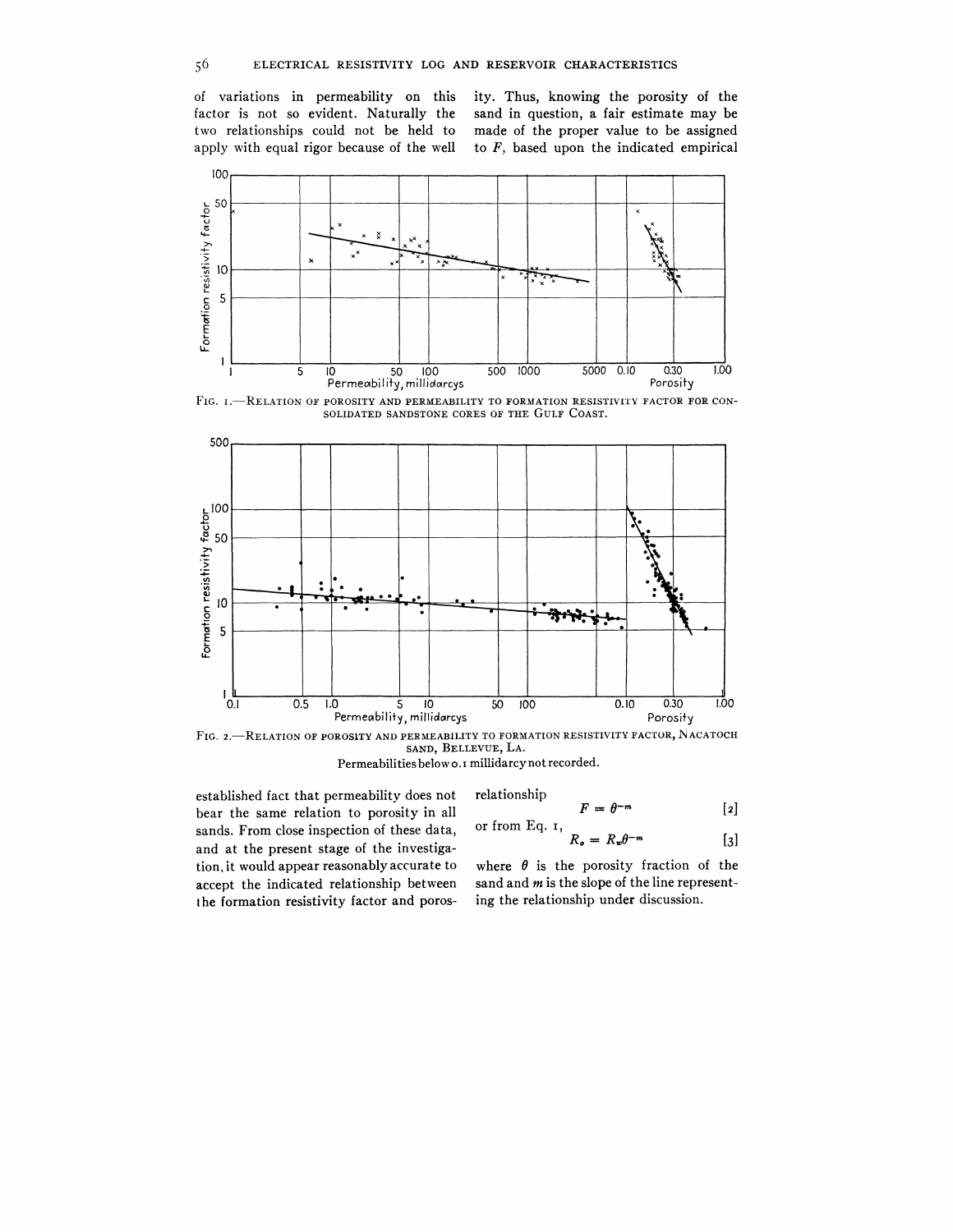of variations in permeability on this factor is not so evident. Naturally the two relationships could not be held to apply with equal rigor because of the well established fact that permeability does not bear the same relation to porosity in all sands. From close inspection of these data, and at the present stage of the investigation, it would appear reasonably accurate to accept the indicated relationship between the formation resistivity factor and porosity. Thus, knowing the porosity of the sand in question, a fair estimate may be made of the proper value to be assigned to $F$, based upon the indicated empirical relationship

FIG. 1.—RELATION OF POROSITY AND PERMEABILITY TO FORMATION RESISTIVITY FACTOR FOR CONSOLIDATED SANDSTONE CORES OF THE GULF COAST.

FIG. 2.—RELATION OF POROSITY AND PERMEABILITY TO FORMATION RESISTIVITY FACTOR, NACATOCH SAND, BELLEVUE, LA.

Permeabilities below 0.1 millidarcy not recorded.

$$F = \theta^{-m} \qquad [2]$$

or from Eq. 1,

$$R_o = R_w\theta^{-m} \qquad [3]$$

where $\theta$ is the porosity fraction of the sand and $m$ is the slope of the line representing the relationship under discussion.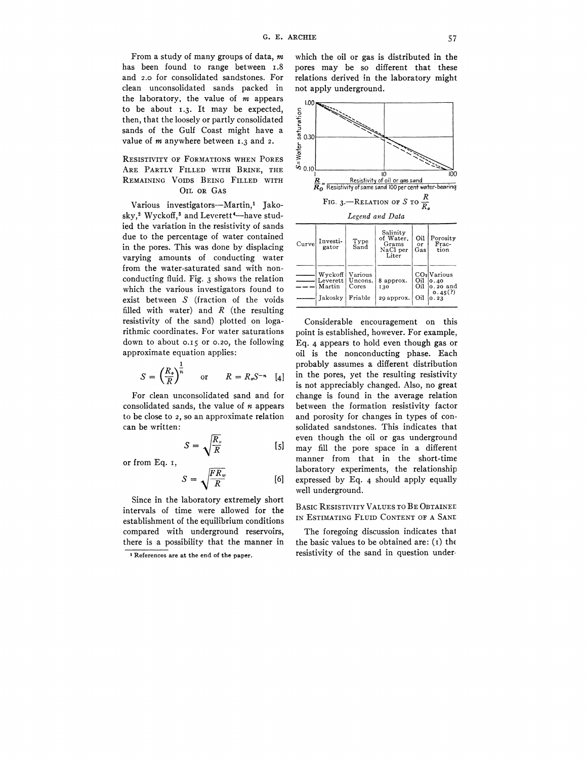From a study of many groups of data, $m$ has been found to range between 1.8 and 2.0 for consolidated sandstones. For clean unconsolidated sands packed in the laboratory, the value of $m$ appears to be about 1.3. It may be expected, then, that the loosely or partly consolidated sands of the Gulf Coast might have a value of $m$ anywhere between 1.3 and 2.

## Resistivity of Formations when Pores Are Partly Filled with Brine, the Remaining Voids Being Filled with Oil or Gas

Various investigators—Martin,[1] Jakosky,[2] Wyckoff,[3] and Leverett[4]—have studied the variation in the resistivity of sands due to the percentage of water contained in the pores. This was done by displacing varying amounts of conducting water from the water-saturated sand with nonconducting fluid. Fig. 3 shows the relation which the various investigators found to exist between $S$ (fraction of the voids filled with water) and $R$ (the resulting resistivity of the sand) plotted on logarithmic coordinates. For water saturations down to about 0.15 or 0.20, the following approximate equation applies:

$$S = \left(\frac{R_o}{R}\right)^{\frac{1}{n}} \quad \text{or} \quad R = R_o S^{-n} \quad [4]$$

For clean unconsolidated sand and for consolidated sands, the value of $n$ appears to be close to 2, so an approximate relation can be written:

$$S = \sqrt{\frac{R_o}{R}} \quad [5]$$

or from Eq. 1,

$$S = \sqrt{\frac{FR_w}{R}} \quad [6]$$

Since in the laboratory extremely short intervals of time were allowed for the establishment of the equilibrium conditions compared with underground reservoirs, there is a possibility that the manner in which the oil or gas is distributed in the pores may be so different that these relations derived in the laboratory might not apply underground.

$S$ = Water saturation (1.00, 0.30, 0.10)

$\frac{R}{R_o} = \frac{\text{Resistivity of oil or gas sand}}{\text{Resistivity of same sand 100 per cent water-bearing}}$ (1, 10, 100)

Fig. 3.—Relation of $S$ to $\frac{R}{R_o}$

*Legend and Data*

| Curve | Investigator | Type Sand | Salinity of Water, Grams NaCl per Liter | Oil or Gas | Porosity Fraction |
|---|---|---|---|---|---|
| ——— | Wyckoff | Various | | $CO_2$ | Various |
| ——— | Leverett | Uncons. | 8 approx. | Oil | 0.40 |
| – – – | Martin | Cores | 130 | Oil | 0.20 and 0.45(?) |
| ——— | Jakosky | Friable | 29 approx. | Oil | 0.23 |

Considerable encouragement on this point is established, however. For example, Eq. 4 appears to hold even though gas or oil is the nonconducting phase. Each probably assumes a different distribution in the pores, yet the resulting resistivity is not appreciably changed. Also, no great change is found in the average relation between the formation resistivity factor and porosity for changes in types of consolidated sandstones. This indicates that even though the oil or gas underground may fill the pore space in a different manner from that in the short-time laboratory experiments, the relationship expressed by Eq. 4 should apply equally well underground.

## Basic Resistivity Values to Be Obtained in Estimating Fluid Content of a Sand

The foregoing discussion indicates that the basic values to be obtained are: (1) the resistivity of the sand in question under-

---

[1] References are at the end of the paper.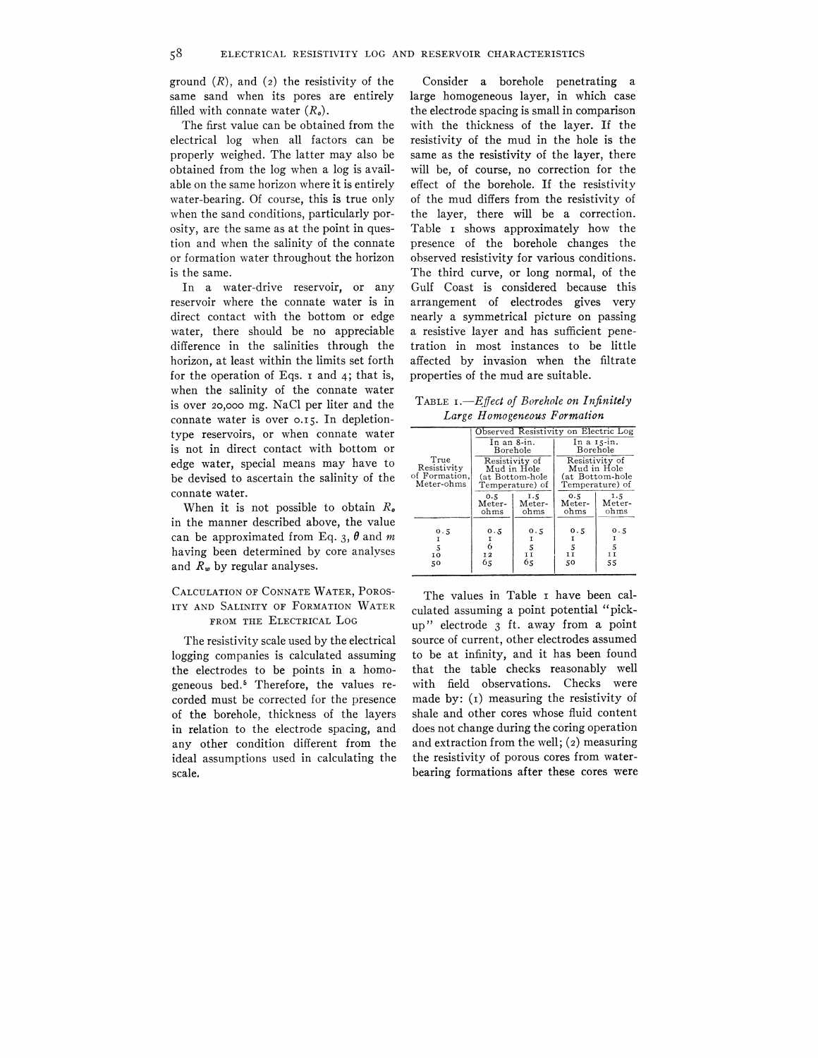ground ($R$), and (2) the resistivity of the same sand when its pores are entirely filled with connate water ($R_o$).

The first value can be obtained from the electrical log when all factors can be properly weighed. The latter may also be obtained from the log when a log is available on the same horizon where it is entirely water-bearing. Of course, this is true only when the sand conditions, particularly porosity, are the same as at the point in question and when the salinity of the connate or formation water throughout the horizon is the same.

In a water-drive reservoir, or any reservoir where the connate water is in direct contact with the bottom or edge water, there should be no appreciable difference in the salinities through the horizon, at least within the limits set forth for the operation of Eqs. 1 and 4; that is, when the salinity of the connate water is over 20,000 mg. NaCl per liter and the connate water is over 0.15. In depletion-type reservoirs, or when connate water is not in direct contact with bottom or edge water, special means may have to be devised to ascertain the salinity of the connate water.

When it is not possible to obtain $R_o$ in the manner described above, the value can be approximated from Eq. 3, $\theta$ and $m$ having been determined by core analyses and $R_w$ by regular analyses.

## Calculation of Connate Water, Porosity and Salinity of Formation Water from the Electrical Log

The resistivity scale used by the electrical logging companies is calculated assuming the electrodes to be points in a homogeneous bed.[5] Therefore, the values recorded must be corrected for the presence of the borehole, thickness of the layers in relation to the electrode spacing, and any other condition different from the ideal assumptions used in calculating the scale.

Consider a borehole penetrating a large homogeneous layer, in which case the electrode spacing is small in comparison with the thickness of the layer. If the resistivity of the mud in the hole is the same as the resistivity of the layer, there will be, of course, no correction for the effect of the borehole. If the resistivity of the mud differs from the resistivity of the layer, there will be a correction. Table 1 shows approximately how the presence of the borehole changes the observed resistivity for various conditions. The third curve, or long normal, of the Gulf Coast is considered because this arrangement of electrodes gives very nearly a symmetrical picture on passing a resistive layer and has sufficient penetration in most instances to be little affected by invasion when the filtrate properties of the mud are suitable.

TABLE 1.—*Effect of Borehole on Infinitely Large Homogeneous Formation*

| True Resistivity of Formation, Meter-ohms | Observed Resistivity on Electric Log | | | |
|---|---|---|---|---|
| | In an 8-in. Borehole | | In a 15-in. Borehole | |
| | Resistivity of Mud in Hole (at Bottom-hole Temperature) of | | Resistivity of Mud in Hole (at Bottom-hole Temperature) of | |
| | 0.5 Meter-ohms | 1.5 Meter-ohms | 0.5 Meter-ohms | 1.5 Meter-ohms |
| 0.5 | 0.5 | 0.5 | 0.5 | 0.5 |
| 1 | 1 | 1 | 1 | 1 |
| 5 | 6 | 5 | 5 | 5 |
| 10 | 12 | 11 | 11 | 11 |
| 50 | 65 | 65 | 50 | 55 |

The values in Table 1 have been calculated assuming a point potential "pick-up" electrode 3 ft. away from a point source of current, other electrodes assumed to be at infinity, and it has been found that the table checks reasonably well with field observations. Checks were made by: (1) measuring the resistivity of shale and other cores whose fluid content does not change during the coring operation and extraction from the well; (2) measuring the resistivity of porous cores from water-bearing formations after these cores were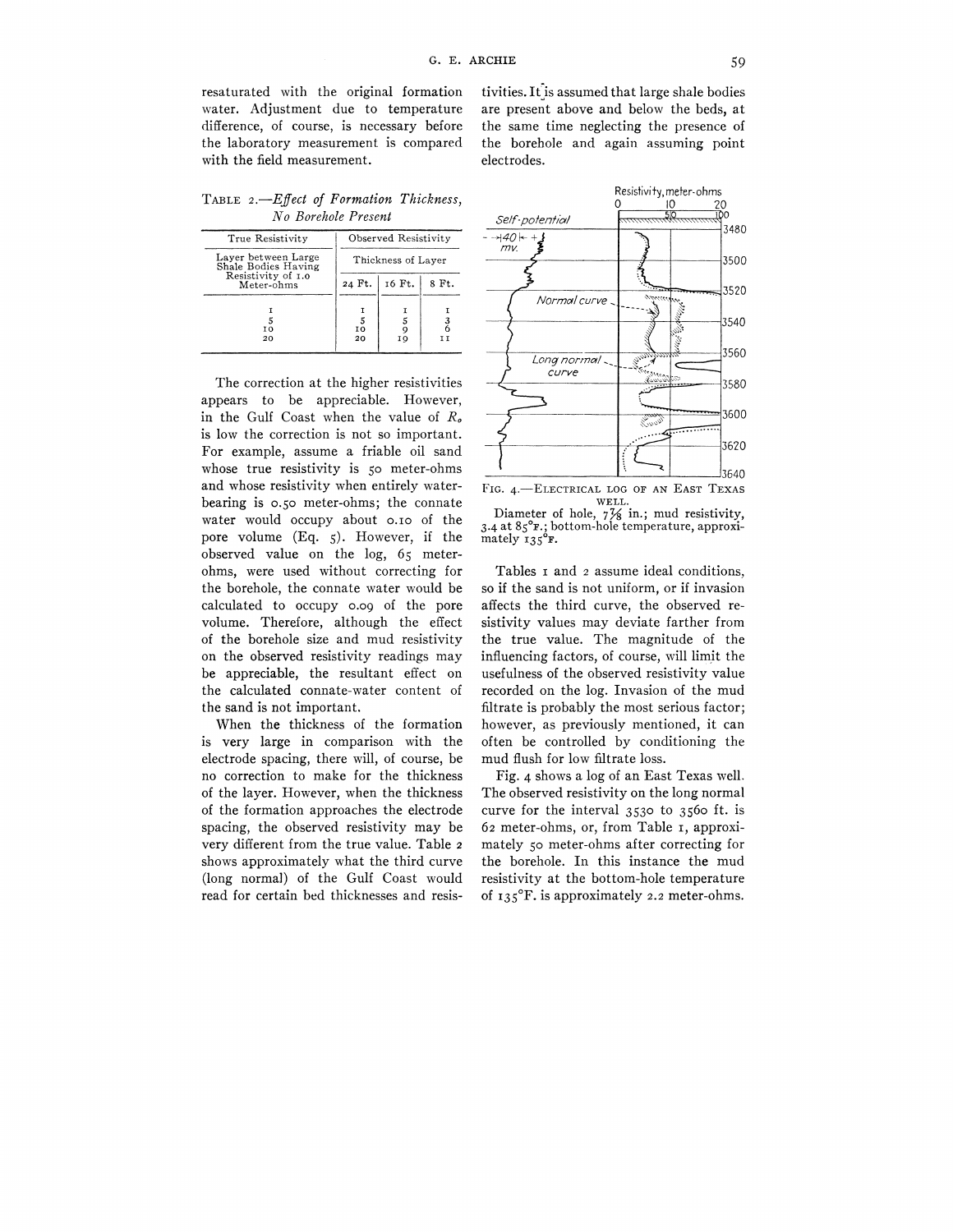resaturated with the original formation water. Adjustment due to temperature difference, of course, is necessary before the laboratory measurement is compared with the field measurement.

TABLE 2.—*Effect of Formation Thickness, No Borehole Present*

| True Resistivity | Observed Resistivity | | |
|---|---|---|---|
| Layer between Large Shale Bodies Having Resistivity of 1.0 Meter-ohms | Thickness of Layer | | |
| | 24 Ft. | 16 Ft. | 8 Ft. |
| 1 | 1 | 1 | 1 |
| 5 | 5 | 5 | 3 |
| 10 | 10 | 9 | 6 |
| 20 | 20 | 19 | 11 |

The correction at the higher resistivities appears to be appreciable. However, in the Gulf Coast when the value of $R_o$ is low the correction is not so important. For example, assume a friable oil sand whose true resistivity is 50 meter-ohms and whose resistivity when entirely water-bearing is 0.50 meter-ohms; the connate water would occupy about 0.10 of the pore volume (Eq. 5). However, if the observed value on the log, 65 meter-ohms, were used without correcting for the borehole, the connate water would be calculated to occupy 0.09 of the pore volume. Therefore, although the effect of the borehole size and mud resistivity on the observed resistivity readings may be appreciable, the resultant effect on the calculated connate-water content of the sand is not important.

When the thickness of the formation is very large in comparison with the electrode spacing, there will, of course, be no correction to make for the thickness of the layer. However, when the thickness of the formation approaches the electrode spacing, the observed resistivity may be very different from the true value. Table 2 shows approximately what the third curve (long normal) of the Gulf Coast would read for certain bed thicknesses and resistivities. It is assumed that large shale bodies are present above and below the beds, at the same time neglecting the presence of the borehole and again assuming point electrodes.

FIG. 4.—ELECTRICAL LOG OF AN EAST TEXAS WELL.

Diameter of hole, 7⅞ in.; mud resistivity, 3.4 at 85°F.; bottom-hole temperature, approximately 135°F.

Tables 1 and 2 assume ideal conditions, so if the sand is not uniform, or if invasion affects the third curve, the observed resistivity values may deviate farther from the true value. The magnitude of the influencing factors, of course, will limit the usefulness of the observed resistivity value recorded on the log. Invasion of the mud filtrate is probably the most serious factor; however, as previously mentioned, it can often be controlled by conditioning the mud flush for low filtrate loss.

Fig. 4 shows a log of an East Texas well. The observed resistivity on the long normal curve for the interval 3530 to 3560 ft. is 62 meter-ohms, or, from Table 1, approximately 50 meter-ohms after correcting for the borehole. In this instance the mud resistivity at the bottom-hole temperature of 135°F. is approximately 2.2 meter-ohms.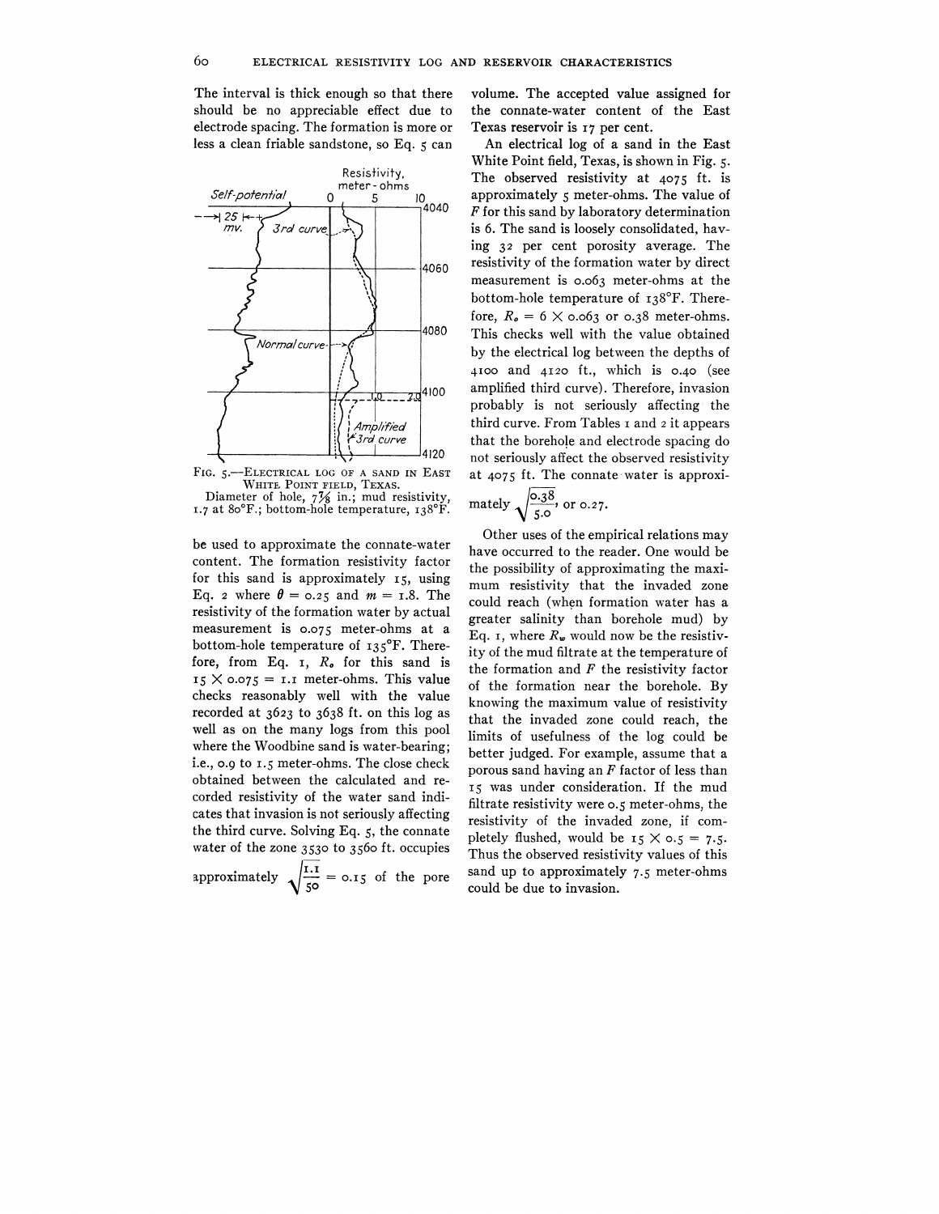The interval is thick enough so that there should be no appreciable effect due to electrode spacing. The formation is more or less a clean friable sandstone, so Eq. 5 can be used to approximate the connate-water content. The formation resistivity factor for this sand is approximately 15, using Eq. 2 where $\theta = 0.25$ and $m = 1.8$. The resistivity of the formation water by actual measurement is 0.075 meter-ohms at a bottom-hole temperature of 135°F. Therefore, from Eq. 1, $R_o$ for this sand is $15 \times 0.075 = 1.1$ meter-ohms. This value checks reasonably well with the value recorded at 3623 to 3638 ft. on this log as well as on the many logs from this pool where the Woodbine sand is water-bearing; i.e., 0.9 to 1.5 meter-ohms. The close check obtained between the calculated and recorded resistivity of the water sand indicates that invasion is not seriously affecting the third curve. Solving Eq. 5, the connate water of the zone 3530 to 3560 ft. occupies approximately $\sqrt{\frac{1.1}{50}} = 0.15$ of the pore volume. The accepted value assigned for the connate-water content of the East Texas reservoir is 17 per cent.

FIG. 5.—ELECTRICAL LOG OF A SAND IN EAST WHITE POINT FIELD, TEXAS.
Diameter of hole, 7⅞ in.; mud resistivity, 1.7 at 80°F.; bottom-hole temperature, 138°F.

An electrical log of a sand in the East White Point field, Texas, is shown in Fig. 5. The observed resistivity at 4075 ft. is approximately 5 meter-ohms. The value of $F$ for this sand by laboratory determination is 6. The sand is loosely consolidated, having 32 per cent porosity average. The resistivity of the formation water by direct measurement is 0.063 meter-ohms at the bottom-hole temperature of 138°F. Therefore, $R_o = 6 \times 0.063$ or 0.38 meter-ohms. This checks well with the value obtained by the electrical log between the depths of 4100 and 4120 ft., which is 0.40 (see amplified third curve). Therefore, invasion probably is not seriously affecting the third curve. From Tables 1 and 2 it appears that the borehole and electrode spacing do not seriously affect the observed resistivity at 4075 ft. The connate water is approximately $\sqrt{\frac{0.38}{5.0}}$, or 0.27.

Other uses of the empirical relations may have occurred to the reader. One would be the possibility of approximating the maximum resistivity that the invaded zone could reach (when formation water has a greater salinity than borehole mud) by Eq. 1, where $R_w$ would now be the resistivity of the mud filtrate at the temperature of the formation and $F$ the resistivity factor of the formation near the borehole. By knowing the maximum value of resistivity that the invaded zone could reach, the limits of usefulness of the log could be better judged. For example, assume that a porous sand having an $F$ factor of less than 15 was under consideration. If the mud filtrate resistivity were 0.5 meter-ohms, the resistivity of the invaded zone, if completely flushed, would be $15 \times 0.5 = 7.5$. Thus the observed resistivity values of this sand up to approximately 7.5 meter-ohms could be due to invasion.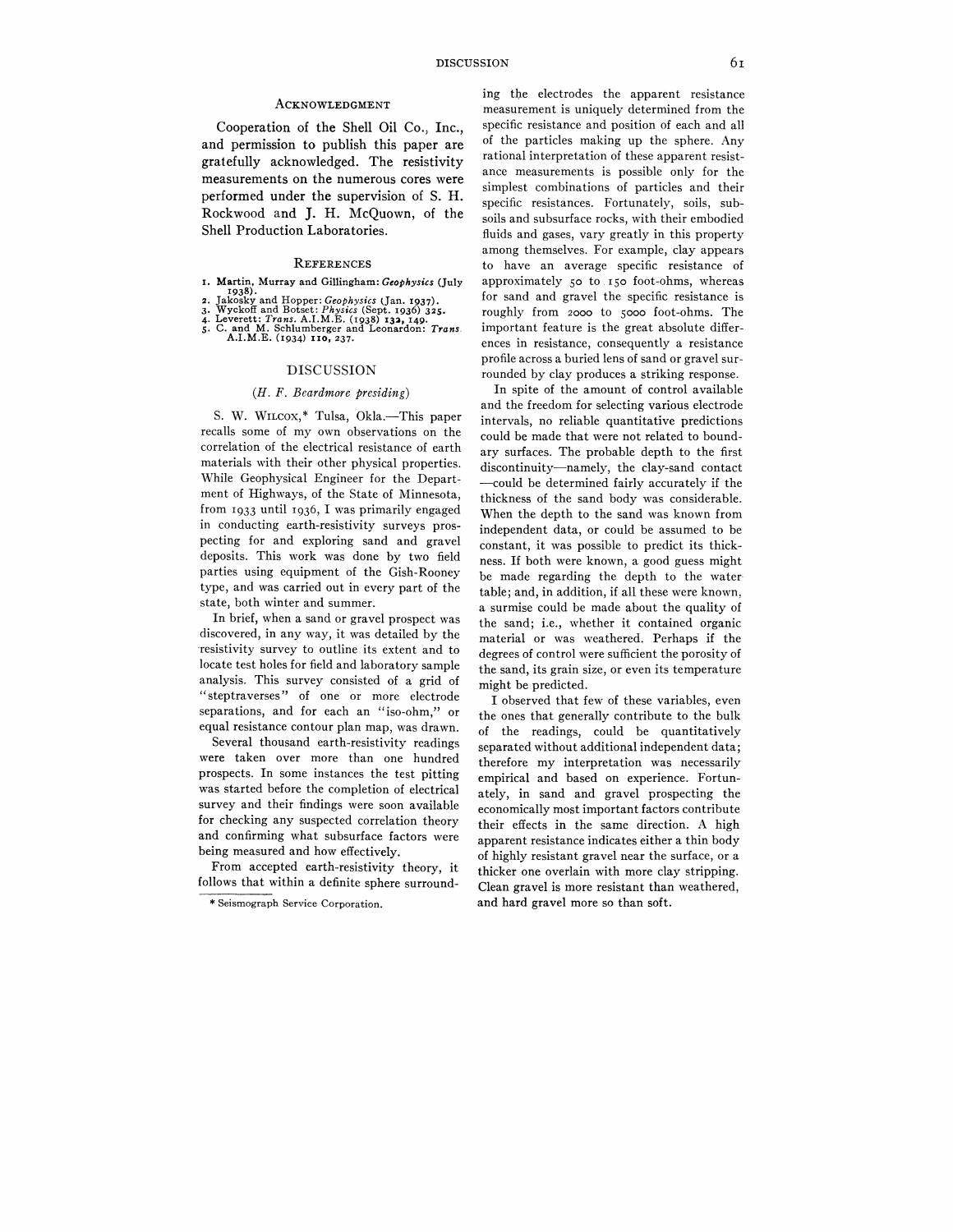## Acknowledgment

Cooperation of the Shell Oil Co., Inc., and permission to publish this paper are gratefully acknowledged. The resistivity measurements on the numerous cores were performed under the supervision of S. H. Rockwood and J. H. McQuown, of the Shell Production Laboratories.

## References

1. Martin, Murray and Gillingham: *Geophysics* (July 1938).
2. Jakosky and Hopper: *Geophysics* (Jan. 1937).
3. Wyckoff and Botset: *Physics* (Sept. 1936) 325.
4. Leverett: *Trans.* A.I.M.E. (1938) 132, 149.
5. C. and M. Schlumberger and Leonardon: *Trans.* A.I.M.E. (1934) 110, 237.

## DISCUSSION

*(H. F. Beardmore presiding)*

S. W. Wilcox,* Tulsa, Okla.—This paper recalls some of my own observations on the correlation of the electrical resistance of earth materials with their other physical properties. While Geophysical Engineer for the Department of Highways, of the State of Minnesota, from 1933 until 1936, I was primarily engaged in conducting earth-resistivity surveys prospecting for and exploring sand and gravel deposits. This work was done by two field parties using equipment of the Gish-Rooney type, and was carried out in every part of the state, both winter and summer.

In brief, when a sand or gravel prospect was discovered, in any way, it was detailed by the resistivity survey to outline its extent and to locate test holes for field and laboratory sample analysis. This survey consisted of a grid of "steptraverses" of one or more electrode separations, and for each an "iso-ohm," or equal resistance contour plan map, was drawn.

Several thousand earth-resistivity readings were taken over more than one hundred prospects. In some instances the test pitting was started before the completion of electrical survey and their findings were soon available for checking any suspected correlation theory and confirming what subsurface factors were being measured and how effectively.

From accepted earth-resistivity theory, it follows that within a definite sphere surrounding the electrodes the apparent resistance measurement is uniquely determined from the specific resistance and position of each and all of the particles making up the sphere. Any rational interpretation of these apparent resistance measurements is possible only for the simplest combinations of particles and their specific resistances. Fortunately, soils, subsoils and subsurface rocks, with their embodied fluids and gases, vary greatly in this property among themselves. For example, clay appears to have an average specific resistance of approximately 50 to 150 foot-ohms, whereas for sand and gravel the specific resistance is roughly from 2000 to 5000 foot-ohms. The important feature is the great absolute differences in resistance, consequently a resistance profile across a buried lens of sand or gravel surrounded by clay produces a striking response.

In spite of the amount of control available and the freedom for selecting various electrode intervals, no reliable quantitative predictions could be made that were not related to boundary surfaces. The probable depth to the first discontinuity—namely, the clay-sand contact—could be determined fairly accurately if the thickness of the sand body was considerable. When the depth to the sand was known from independent data, or could be assumed to be constant, it was possible to predict its thickness. If both were known, a good guess might be made regarding the depth to the water table; and, in addition, if all these were known, a surmise could be made about the quality of the sand; i.e., whether it contained organic material or was weathered. Perhaps if the degrees of control were sufficient the porosity of the sand, its grain size, or even its temperature might be predicted.

I observed that few of these variables, even the ones that generally contribute to the bulk of the readings, could be quantitatively separated without additional independent data; therefore my interpretation was necessarily empirical and based on experience. Fortunately, in sand and gravel prospecting the economically most important factors contribute their effects in the same direction. A high apparent resistance indicates either a thin body of highly resistant gravel near the surface, or a thicker one overlain with more clay stripping. Clean gravel is more resistant than weathered, and hard gravel more so than soft.

\* Seismograph Service Corporation.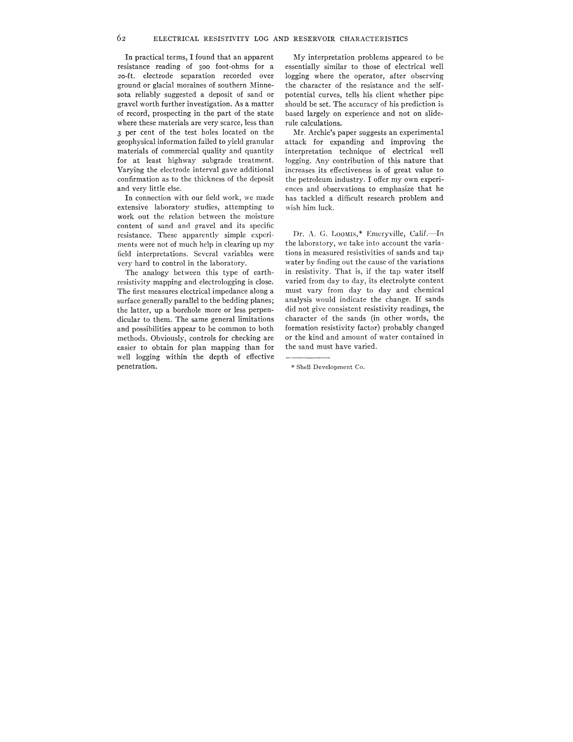In practical terms, I found that an apparent resistance reading of 500 foot-ohms for a 20-ft. electrode separation recorded over ground or glacial moraines of southern Minnesota reliably suggested a deposit of sand or gravel worth further investigation. As a matter of record, prospecting in the part of the state where these materials are very scarce, less than 3 per cent of the test holes located on the geophysical information failed to yield granular materials of commercial quality and quantity for at least highway subgrade treatment. Varying the electrode interval gave additional confirmation as to the thickness of the deposit and very little else.

In connection with our field work, we made extensive laboratory studies, attempting to work out the relation between the moisture content of sand and gravel and its specific resistance. These apparently simple experiments were not of much help in clearing up my field interpretations. Several variables were very hard to control in the laboratory.

The analogy between this type of earth-resistivity mapping and electrologging is close. The first measures electrical impedance along a surface generally parallel to the bedding planes; the latter, up a borehole more or less perpendicular to them. The same general limitations and possibilities appear to be common to both methods. Obviously, controls for checking are easier to obtain for plan mapping than for well logging within the depth of effective penetration.

My interpretation problems appeared to be essentially similar to those of electrical well logging where the operator, after observing the character of the resistance and the self-potential curves, tells his client whether pipe should be set. The accuracy of his prediction is based largely on experience and not on slide-rule calculations.

Mr. Archie's paper suggests an experimental attack for expanding and improving the interpretation technique of electrical well logging. Any contribution of this nature that increases its effectiveness is of great value to the petroleum industry. I offer my own experiences and observations to emphasize that he has tackled a difficult research problem and wish him luck.

Dr. A. G. Loomis,* Emeryville, Calif.—In the laboratory, we take into account the variations in measured resistivities of sands and tap water by finding out the cause of the variations in resistivity. That is, if the tap water itself varied from day to day, its electrolyte content must vary from day to day and chemical analysis would indicate the change. If sands did not give consistent resistivity readings, the character of the sands (in other words, the formation resistivity factor) probably changed or the kind and amount of water contained in the sand must have varied.

* Shell Development Co.